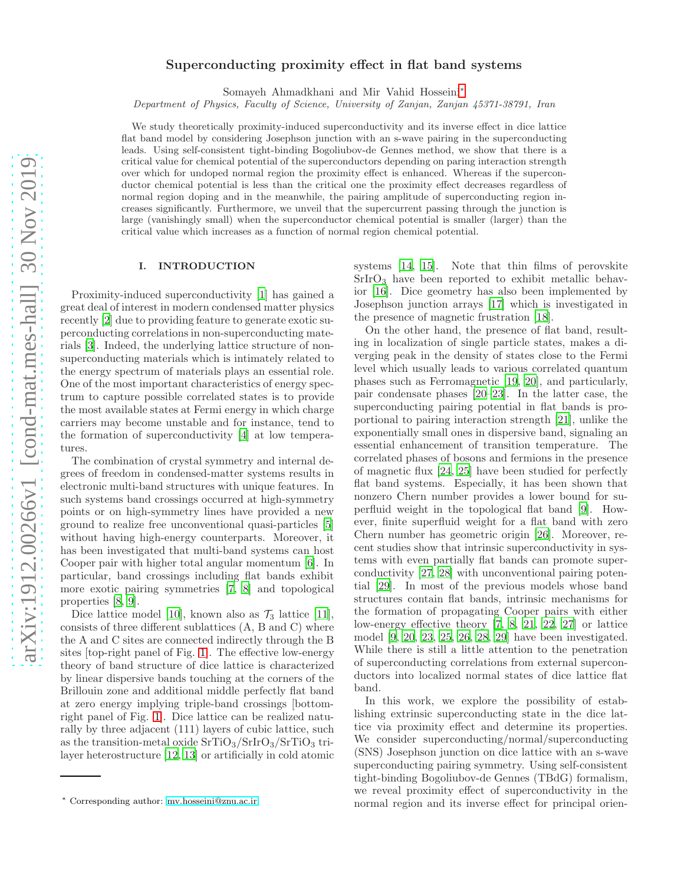# Superconducting proximity effect in flat band systems

Somayeh Ahmadkhani and Mir Vahid Hosseini[*]

*Department of Physics, Faculty of Science, University of Zanjan, Zanjan 45371-38791, Iran*

We study theoretically proximity-induced superconductivity and its inverse effect in dice lattice flat band model by considering Josephson junction with an s-wave pairing in the superconducting leads. Using self-consistent tight-binding Bogoliubov-de Gennes method, we show that there is a critical value for chemical potential of the superconductors depending on paring interaction strength over which for undoped normal region the proximity effect is enhanced. Whereas if the superconductor chemical potential is less than the critical one the proximity effect decreases regardless of normal region doping and in the meanwhile, the pairing amplitude of superconducting region increases significantly. Furthermore, we unveil that the supercurrent passing through the junction is large (vanishingly small) when the superconductor chemical potential is smaller (larger) than the critical value which increases as a function of normal region chemical potential.

## I. INTRODUCTION

Proximity-induced superconductivity [1] has gained a great deal of interest in modern condensed matter physics recently [2] due to providing feature to generate exotic superconducting correlations in non-superconducting materials [3]. Indeed, the underlying lattice structure of non-superconducting materials which is intimately related to the energy spectrum of materials plays an essential role. One of the most important characteristics of energy spectrum to capture possible correlated states is to provide the most available states at Fermi energy in which charge carriers may become unstable and for instance, tend to the formation of superconductivity [4] at low temperatures.

The combination of crystal symmetry and internal degrees of freedom in condensed-matter systems results in electronic multi-band structures with unique features. In such systems band crossings occurred at high-symmetry points or on high-symmetry lines have provided a new ground to realize free unconventional quasi-particles [5] without having high-energy counterparts. Moreover, it has been investigated that multi-band systems can host Cooper pair with higher total angular momentum [6]. In particular, band crossings including flat bands exhibit more exotic pairing symmetries [7, 8] and topological properties [8, 9].

Dice lattice model [10], known also as $\mathcal{T}_3$ lattice [11], consists of three different sublattices (A, B and C) where the A and C sites are connected indirectly through the B sites [top-right panel of Fig. 1]. The effective low-energy theory of band structure of dice lattice is characterized by linear dispersive bands touching at the corners of the Brillouin zone and additional middle perfectly flat band at zero energy implying triple-band crossings [bottom-right panel of Fig. 1]. Dice lattice can be realized naturally by three adjacent (111) layers of cubic lattice, such as the transition-metal oxide $SrTiO_3$/$SrIrO_3$/$SrTiO_3$ trilayer heterostructure [12, 13] or artificially in cold atomic systems [14, 15]. Note that thin films of perovskite $SrIrO_3$ have been reported to exhibit metallic behavior [16]. Dice geometry has also been implemented by Josephson junction arrays [17] which is investigated in the presence of magnetic frustration [18].

On the other hand, the presence of flat band, resulting in localization of single particle states, makes a diverging peak in the density of states close to the Fermi level which usually leads to various correlated quantum phases such as Ferromagnetic [19, 20], and particularly, pair condensate phases [20–23]. In the latter case, the superconducting pairing potential in flat bands is proportional to pairing interaction strength [21], unlike the exponentially small ones in dispersive band, signaling an essential enhancement of transition temperature. The correlated phases of bosons and fermions in the presence of magnetic flux [24, 25] have been studied for perfectly flat band systems. Especially, it has been shown that nonzero Chern number provides a lower bound for superfluid weight in the topological flat band [9]. However, finite superfluid weight for a flat band with zero Chern number has geometric origin [26]. Moreover, recent studies show that intrinsic superconductivity in systems with even partially flat bands can promote superconductivity [27, 28] with unconventional pairing potential [29]. In most of the previous models whose band structures contain flat bands, intrinsic mechanisms for the formation of propagating Cooper pairs with either low-energy effective theory [7, 8, 21, 22, 27] or lattice model [9, 20, 23, 25, 26, 28, 29] have been investigated. While there is still a little attention to the penetration of superconducting correlations from external superconductors into localized normal states of dice lattice flat band.

In this work, we explore the possibility of establishing extrinsic superconducting state in the dice lattice via proximity effect and determine its properties. We consider superconducting/normal/superconducting (SNS) Josephson junction on dice lattice with an s-wave superconducting pairing symmetry. Using self-consistent tight-binding Bogoliubov-de Gennes (TBdG) formalism, we reveal proximity effect of superconductivity in the normal region and its inverse effect for principal orien-

[*] Corresponding author: mv.hosseini@znu.ac.ir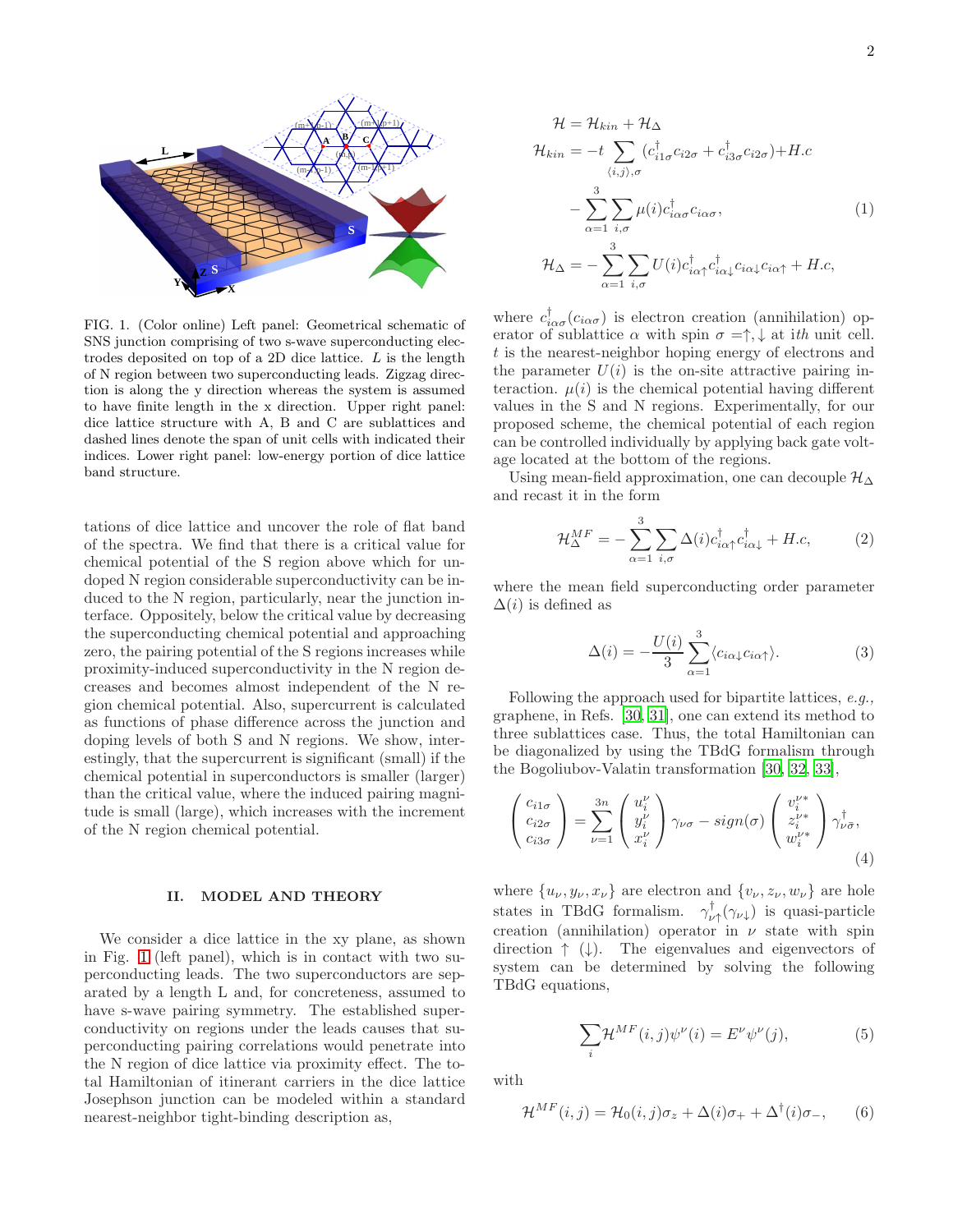FIG. 1. (Color online) Left panel: Geometrical schematic of SNS junction comprising of two s-wave superconducting electrodes deposited on top of a 2D dice lattice. $L$ is the length of N region between two superconducting leads. Zigzag direction is along the y direction whereas the system is assumed to have finite length in the x direction. Upper right panel: dice lattice structure with A, B and C are sublattices and dashed lines denote the span of unit cells with indicated their indices. Lower right panel: low-energy portion of dice lattice band structure.

tations of dice lattice and uncover the role of flat band of the spectra. We find that there is a critical value for chemical potential of the S region above which for undoped N region considerable superconductivity can be induced to the N region, particularly, near the junction interface. Oppositely, below the critical value by decreasing the superconducting chemical potential and approaching zero, the pairing potential of the S regions increases while proximity-induced superconductivity in the N region decreases and becomes almost independent of the N region chemical potential. Also, supercurrent is calculated as functions of phase difference across the junction and doping levels of both S and N regions. We show, interestingly, that the supercurrent is significant (small) if the chemical potential in superconductors is smaller (larger) than the critical value, where the induced pairing magnitude is small (large), which increases with the increment of the N region chemical potential.

## II. MODEL AND THEORY

We consider a dice lattice in the xy plane, as shown in Fig. 1 (left panel), which is in contact with two superconducting leads. The two superconductors are separated by a length L and, for concreteness, assumed to have s-wave pairing symmetry. The established superconductivity on regions under the leads causes that superconducting pairing correlations would penetrate into the N region of dice lattice via proximity effect. The total Hamiltonian of itinerant carriers in the dice lattice Josephson junction can be modeled within a standard nearest-neighbor tight-binding description as,

$$
\begin{aligned}
\mathcal{H} &= \mathcal{H}_{kin} + \mathcal{H}_{\Delta} \\
\mathcal{H}_{kin} &= -t \sum_{\langle i,j \rangle, \sigma} (c^{\dagger}_{i1\sigma} c_{i2\sigma} + c^{\dagger}_{i3\sigma} c_{i2\sigma}) + H.c \\
&\quad - \sum_{\alpha=1}^{3} \sum_{i,\sigma} \mu(i) c^{\dagger}_{i\alpha\sigma} c_{i\alpha\sigma}, \qquad (1)\\
\mathcal{H}_{\Delta} &= - \sum_{\alpha=1}^{3} \sum_{i,\sigma} U(i) c^{\dagger}_{i\alpha\uparrow} c^{\dagger}_{i\alpha\downarrow} c_{i\alpha\downarrow} c_{i\alpha\uparrow} + H.c,
\end{aligned}
$$

where $c^{\dagger}_{i\alpha\sigma}(c_{i\alpha\sigma})$ is electron creation (annihilation) operator of sublattice $\alpha$ with spin $\sigma = \uparrow, \downarrow$ at $i$th unit cell. $t$ is the nearest-neighbor hoping energy of electrons and the parameter $U(i)$ is the on-site attractive pairing interaction. $\mu(i)$ is the chemical potential having different values in the S and N regions. Experimentally, for our proposed scheme, the chemical potential of each region can be controlled individually by applying back gate voltage located at the bottom of the regions.

Using mean-field approximation, one can decouple $\mathcal{H}_{\Delta}$ and recast it in the form

$$
\mathcal{H}^{MF}_{\Delta} = - \sum_{\alpha=1}^{3} \sum_{i,\sigma} \Delta(i) c^{\dagger}_{i\alpha\uparrow} c^{\dagger}_{i\alpha\downarrow} + H.c, \qquad (2)
$$

where the mean field superconducting order parameter $\Delta(i)$ is defined as

$$
\Delta(i) = -\frac{U(i)}{3} \sum_{\alpha=1}^{3} \langle c_{i\alpha\downarrow} c_{i\alpha\uparrow} \rangle. \qquad (3)
$$

Following the approach used for bipartite lattices, *e.g.*, graphene, in Refs. [30, 31], one can extend its method to three sublattices case. Thus, the total Hamiltonian can be diagonalized by using the TBdG formalism through the Bogoliubov-Valatin transformation [30, 32, 33],

$$
\begin{pmatrix} c_{i1\sigma} \\ c_{i2\sigma} \\ c_{i3\sigma} \end{pmatrix} = \sum_{\nu=1}^{3n} \begin{pmatrix} u^{\nu}_{i} \\ y^{\nu}_{i} \\ x^{\nu}_{i} \end{pmatrix} \gamma_{\nu\sigma} - sign(\sigma) \begin{pmatrix} v^{\nu *}_{i} \\ z^{\nu *}_{i} \\ w^{\nu *}_{i} \end{pmatrix} \gamma^{\dagger}_{\nu\bar{\sigma}}, \qquad (4)
$$

where $\{u_{\nu}, y_{\nu}, x_{\nu}\}$ are electron and $\{v_{\nu}, z_{\nu}, w_{\nu}\}$ are hole states in TBdG formalism. $\gamma^{\dagger}_{\nu\uparrow}(\gamma_{\nu\downarrow})$ is quasi-particle creation (annihilation) operator in $\nu$ state with spin direction $\uparrow$ ($\downarrow$). The eigenvalues and eigenvectors of system can be determined by solving the following TBdG equations,

$$
\sum_{i} \mathcal{H}^{MF}(i,j) \psi^{\nu}(i) = E^{\nu} \psi^{\nu}(j), \qquad (5)
$$

with

$$
\mathcal{H}^{MF}(i,j) = \mathcal{H}_0(i,j)\sigma_z + \Delta(i)\sigma_+ + \Delta^{\dagger}(i)\sigma_-, \qquad (6)
$$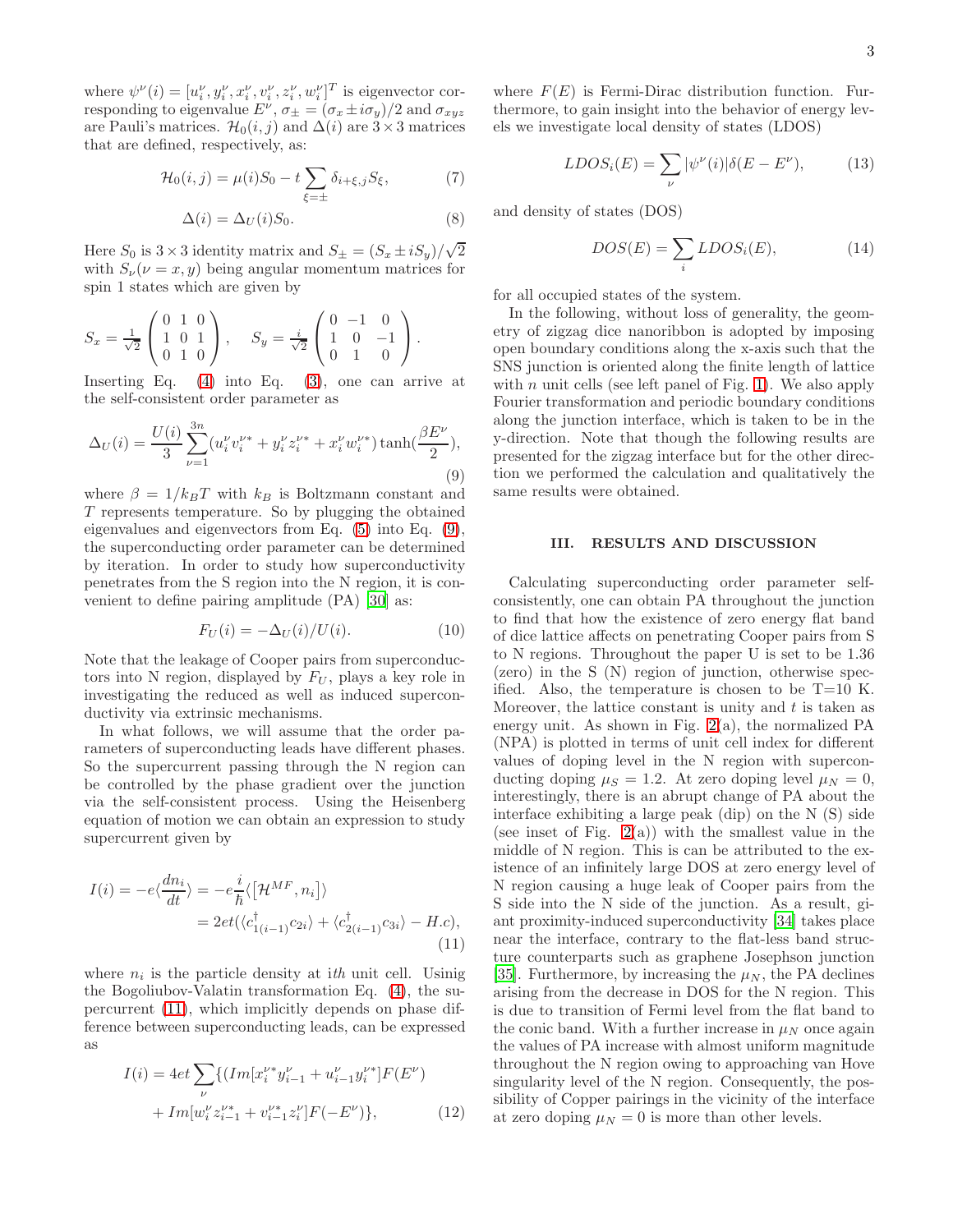where $\psi^\nu(i) = [u_i^\nu, y_i^\nu, x_i^\nu, v_i^\nu, z_i^\nu, w_i^\nu]^T$ is eigenvector corresponding to eigenvalue $E^\nu$, $\sigma_\pm = (\sigma_x \pm i\sigma_y)/2$ and $\sigma_{xyz}$ are Pauli's matrices. $\mathcal{H}_0(i,j)$ and $\Delta(i)$ are $3\times 3$ matrices that are defined, respectively, as:

$$\mathcal{H}_0(i,j) = \mu(i) S_0 - t\sum_{\xi=\pm} \delta_{i+\xi,j} S_\xi, \tag{7}$$

$$\Delta(i) = \Delta_U(i) S_0. \tag{8}$$

Here $S_0$ is $3\times 3$ identity matrix and $S_\pm = (S_x \pm i S_y)/\sqrt{2}$ with $S_\nu (\nu = x, y)$ being angular momentum matrices for spin 1 states which are given by

$$S_x = \tfrac{1}{\sqrt{2}}\begin{pmatrix} 0 & 1 & 0 \\ 1 & 0 & 1 \\ 0 & 1 & 0 \end{pmatrix}, \quad S_y = \tfrac{i}{\sqrt{2}}\begin{pmatrix} 0 & -1 & 0 \\ 1 & 0 & -1 \\ 0 & 1 & 0 \end{pmatrix}.$$

Inserting Eq. (4) into Eq. (3), one can arrive at the self-consistent order parameter as

$$\Delta_U(i) = \frac{U(i)}{3}\sum_{\nu=1}^{3n} (u_i^\nu v_i^{\nu *} + y_i^\nu z_i^{\nu *} + x_i^\nu w_i^{\nu *}) \tanh(\frac{\beta E^\nu}{2}), \tag{9}$$

where $\beta = 1/k_B T$ with $k_B$ is Boltzmann constant and $T$ represents temperature. So by plugging the obtained eigenvalues and eigenvectors from Eq. (5) into Eq. (9), the superconducting order parameter can be determined by iteration. In order to study how superconductivity penetrates from the S region into the N region, it is convenient to define pairing amplitude (PA) [30] as:

$$F_U(i) = -\Delta_U(i)/U(i). \tag{10}$$

Note that the leakage of Cooper pairs from superconductors into N region, displayed by $F_U$, plays a key role in investigating the reduced as well as induced superconductivity via extrinsic mechanisms.

In what follows, we will assume that the order parameters of superconducting leads have different phases. So the supercurrent passing through the N region can be controlled by the phase gradient over the junction via the self-consistent process. Using the Heisenberg equation of motion we can obtain an expression to study supercurrent given by

$$\begin{aligned} I(i) &= -e\langle \frac{dn_i}{dt}\rangle = -e\frac{i}{\hbar}\langle [\mathcal{H}^{MF}, n_i]\rangle \\ &= 2et(\langle c^\dagger_{1(i-1)} c_{2i}\rangle + \langle c^\dagger_{2(i-1)} c_{3i}\rangle - H.c), \end{aligned} \tag{11}$$

where $n_i$ is the particle density at $i$th unit cell. Usinig the Bogoliubov-Valatin transformation Eq. (4), the supercurrent (11), which implicitly depends on phase difference between superconducting leads, can be expressed as

$$\begin{aligned} I(i) = 4et\sum_\nu \{ &(Im[x_i^{\nu *} y_{i-1}^\nu + u_{i-1}^\nu y_i^{\nu *}] F(E^\nu) \\ &+ Im[w_i^\nu z_{i-1}^{\nu *} + v_{i-1}^{\nu *} z_i^\nu] F(-E^\nu)\}, \end{aligned} \tag{12}$$

where $F(E)$ is Fermi-Dirac distribution function. Furthermore, to gain insight into the behavior of energy levels we investigate local density of states (LDOS)

$$LDOS_i(E) = \sum_\nu |\psi^\nu(i)| \delta(E - E^\nu), \tag{13}$$

and density of states (DOS)

$$DOS(E) = \sum_i LDOS_i(E), \tag{14}$$

for all occupied states of the system.

In the following, without loss of generality, the geometry of zigzag dice nanoribbon is adopted by imposing open boundary conditions along the x-axis such that the SNS junction is oriented along the finite length of lattice with $n$ unit cells (see left panel of Fig. 1). We also apply Fourier transformation and periodic boundary conditions along the junction interface, which is taken to be in the y-direction. Note that though the following results are presented for the zigzag interface but for the other direction we performed the calculation and qualitatively the same results were obtained.

## III. RESULTS AND DISCUSSION

Calculating superconducting order parameter self-consistently, one can obtain PA throughout the junction to find that how the existence of zero energy flat band of dice lattice affects on penetrating Cooper pairs from S to N regions. Throughout the paper U is set to be 1.36 (zero) in the S (N) region of junction, otherwise specified. Also, the temperature is chosen to be T=10 K. Moreover, the lattice constant is unity and $t$ is taken as energy unit. As shown in Fig. 2(a), the normalized PA (NPA) is plotted in terms of unit cell index for different values of doping level in the N region with superconducting doping $\mu_S = 1.2$. At zero doping level $\mu_N = 0$, interestingly, there is an abrupt change of PA about the interface exhibiting a large peak (dip) on the N (S) side (see inset of Fig. 2(a)) with the smallest value in the middle of N region. This is can be attributed to the existence of an infinitely large DOS at zero energy level of N region causing a huge leak of Cooper pairs from the S side into the N side of the junction. As a result, giant proximity-induced superconductivity [34] takes place near the interface, contrary to the flat-less band structure counterparts such as graphene Josephson junction [35]. Furthermore, by increasing the $\mu_N$, the PA declines arising from the decrease in DOS for the N region. This is due to transition of Fermi level from the flat band to the conic band. With a further increase in $\mu_N$ once again the values of PA increase with almost uniform magnitude throughout the N region owing to approaching van Hove singularity level of the N region. Consequently, the possibility of Copper pairings in the vicinity of the interface at zero doping $\mu_N = 0$ is more than other levels.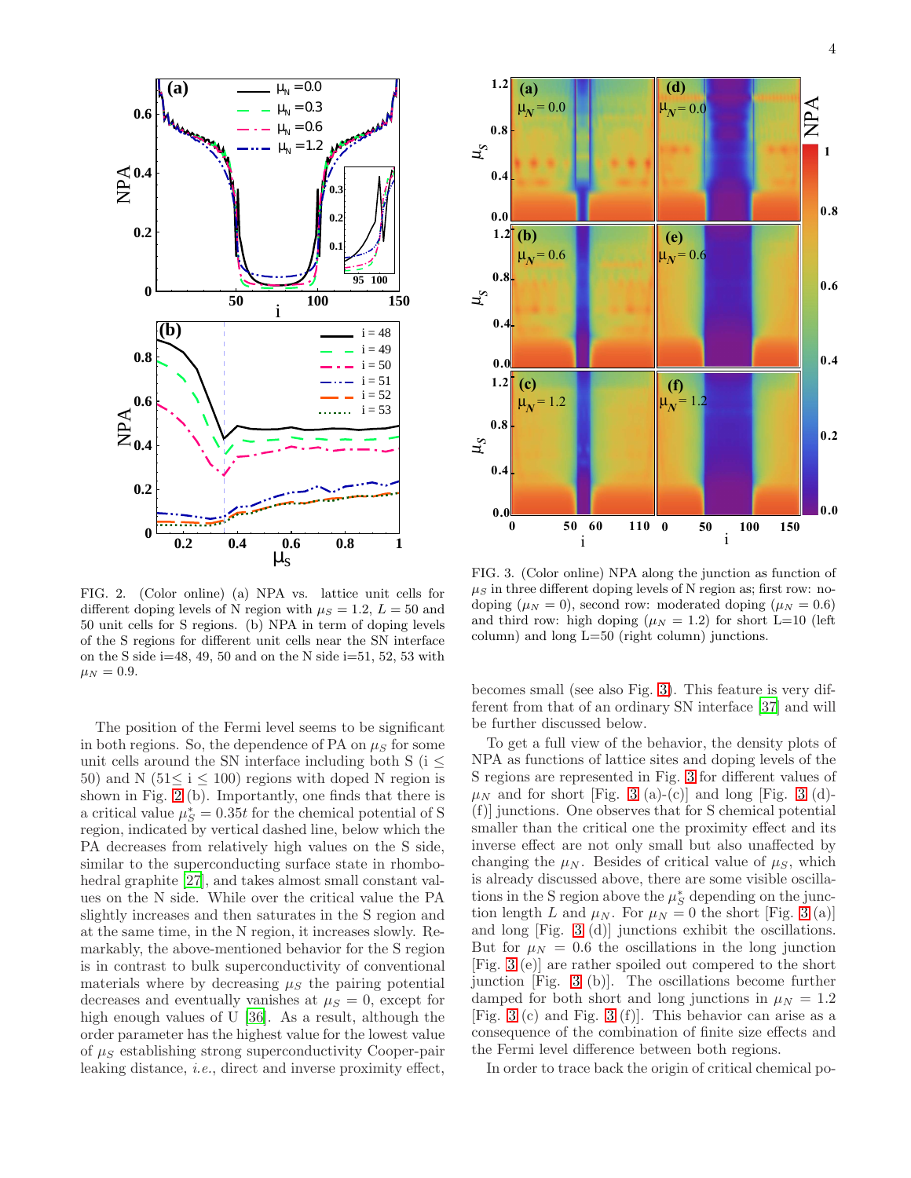FIG. 2. (Color online) (a) NPA vs. lattice unit cells for different doping levels of N region with $\mu_S = 1.2$, $L = 50$ and 50 unit cells for S regions. (b) NPA in term of doping levels of the S regions for different unit cells near the SN interface on the S side i=48, 49, 50 and on the N side i=51, 52, 53 with $\mu_N = 0.9$.

FIG. 3. (Color online) NPA along the junction as function of $\mu_S$ in three different doping levels of N region as; first row: nodoping ($\mu_N = 0$), second row: moderated doping ($\mu_N = 0.6$) and third row: high doping ($\mu_N = 1.2$) for short L=10 (left column) and long L=50 (right column) junctions.

The position of the Fermi level seems to be significant in both regions. So, the dependence of PA on $\mu_S$ for some unit cells around the SN interface including both S (i $\leq$ 50) and N (51$\leq$ i $\leq$ 100) regions with doped N region is shown in Fig. 2 (b). Importantly, one finds that there is a critical value $\mu_S^* = 0.35t$ for the chemical potential of S region, indicated by vertical dashed line, below which the PA decreases from relatively high values on the S side, similar to the superconducting surface state in rhombohedral graphite [27], and takes almost small constant values on the N side. While over the critical value the PA slightly increases and then saturates in the S region and at the same time, in the N region, it increases slowly. Remarkably, the above-mentioned behavior for the S region is in contrast to bulk superconductivity of conventional materials where by decreasing $\mu_S$ the pairing potential decreases and eventually vanishes at $\mu_S = 0$, except for high enough values of U [36]. As a result, although the order parameter has the highest value for the lowest value of $\mu_S$ establishing strong superconductivity Cooper-pair leaking distance, *i.e.*, direct and inverse proximity effect, becomes small (see also Fig. 3). This feature is very different from that of an ordinary SN interface [37] and will be further discussed below.

To get a full view of the behavior, the density plots of NPA as functions of lattice sites and doping levels of the S regions are represented in Fig. 3 for different values of $\mu_N$ and for short [Fig. 3 (a)-(c)] and long [Fig. 3 (d)-(f)] junctions. One observes that for S chemical potential smaller than the critical one the proximity effect and its inverse effect are not only small but also unaffected by changing the $\mu_N$. Besides of critical value of $\mu_S$, which is already discussed above, there are some visible oscillations in the S region above the $\mu_S^*$ depending on the junction length $L$ and $\mu_N$. For $\mu_N = 0$ the short [Fig. 3 (a)] and long [Fig. 3 (d)] junctions exhibit the oscillations. But for $\mu_N = 0.6$ the oscillations in the long junction [Fig. 3 (e)] are rather spoiled out compered to the short junction [Fig. 3 (b)]. The oscillations become further damped for both short and long junctions in $\mu_N = 1.2$ [Fig. 3 (c) and Fig. 3 (f)]. This behavior can arise as a consequence of the combination of finite size effects and the Fermi level difference between both regions.

In order to trace back the origin of critical chemical po-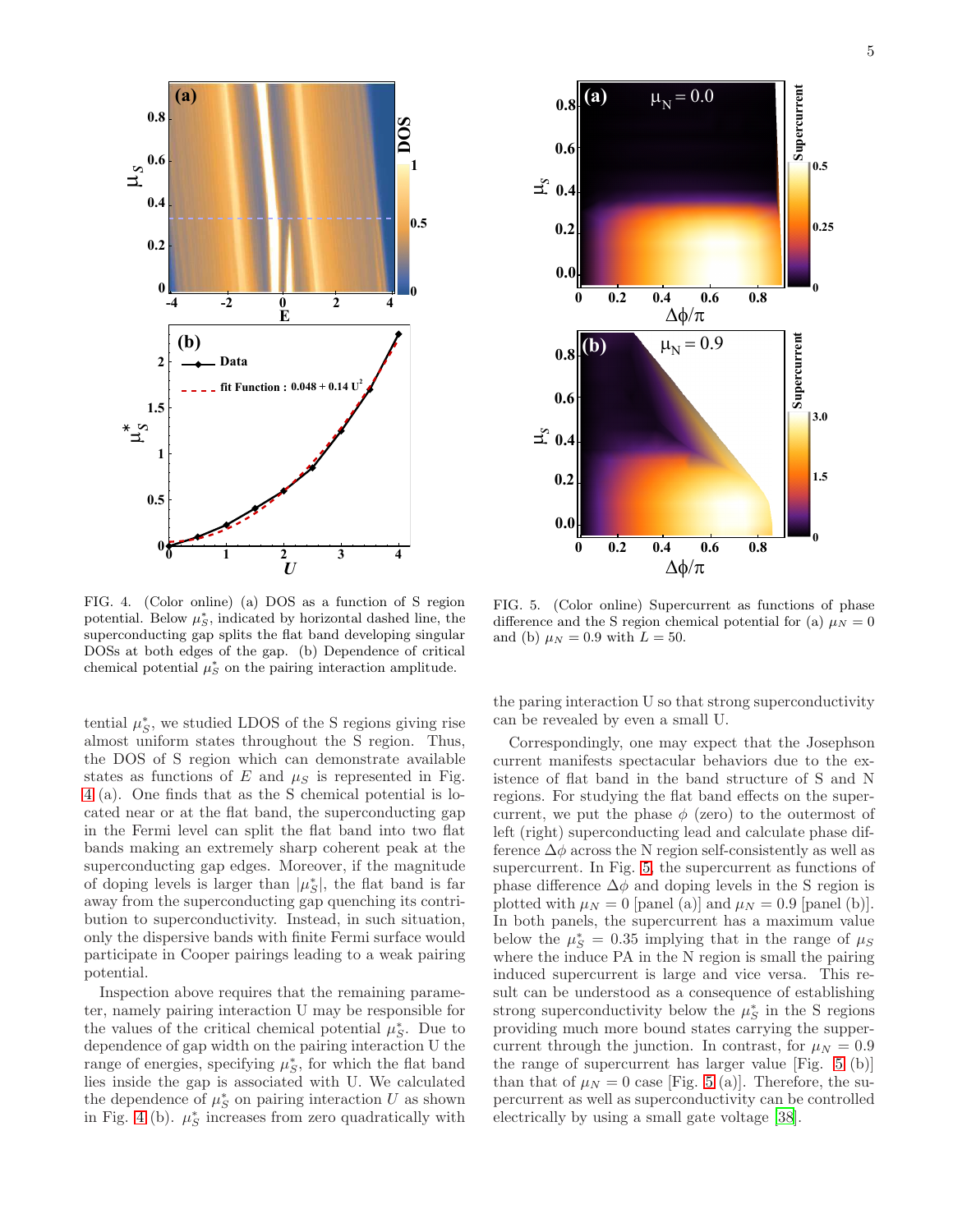FIG. 4. (Color online) (a) DOS as a function of S region potential. Below $\mu_S^*$, indicated by horizontal dashed line, the superconducting gap splits the flat band developing singular DOSs at both edges of the gap. (b) Dependence of critical chemical potential $\mu_S^*$ on the pairing interaction amplitude.

FIG. 5. (Color online) Supercurrent as functions of phase difference and the S region chemical potential for (a) $\mu_N = 0$ and (b) $\mu_N = 0.9$ with $L = 50$.

tential $\mu_S^*$, we studied LDOS of the S regions giving rise almost uniform states throughout the S region. Thus, the DOS of S region which can demonstrate available states as functions of $E$ and $\mu_S$ is represented in Fig. 4 (a). One finds that as the S chemical potential is located near or at the flat band, the superconducting gap in the Fermi level can split the flat band into two flat bands making an extremely sharp coherent peak at the superconducting gap edges. Moreover, if the magnitude of doping levels is larger than $|\mu_S^*|$, the flat band is far away from the superconducting gap quenching its contribution to superconductivity. Instead, in such situation, only the dispersive bands with finite Fermi surface would participate in Cooper pairings leading to a weak pairing potential.

Inspection above requires that the remaining parameter, namely pairing interaction U may be responsible for the values of the critical chemical potential $\mu_S^*$. Due to dependence of gap width on the pairing interaction U the range of energies, specifying $\mu_S^*$, for which the flat band lies inside the gap is associated with U. We calculated the dependence of $\mu_S^*$ on pairing interaction $U$ as shown in Fig. 4 (b). $\mu_S^*$ increases from zero quadratically with the paring interaction U so that strong superconductivity can be revealed by even a small U.

Correspondingly, one may expect that the Josephson current manifests spectacular behaviors due to the existence of flat band in the band structure of S and N regions. For studying the flat band effects on the supercurrent, we put the phase $\phi$ (zero) to the outermost of left (right) superconducting lead and calculate phase difference $\Delta\phi$ across the N region self-consistently as well as supercurrent. In Fig. 5, the supercurrent as functions of phase difference $\Delta\phi$ and doping levels in the S region is plotted with $\mu_N = 0$ [panel (a)] and $\mu_N = 0.9$ [panel (b)]. In both panels, the supercurrent has a maximum value below the $\mu_S^* = 0.35$ implying that in the range of $\mu_S$ where the induce PA in the N region is small the pairing induced supercurrent is large and vice versa. This result can be understood as a consequence of establishing strong superconductivity below the $\mu_S^*$ in the S regions providing much more bound states carrying the suppercurrent through the junction. In contrast, for $\mu_N = 0.9$ the range of supercurrent has larger value [Fig. 5 (b)] than that of $\mu_N = 0$ case [Fig. 5 (a)]. Therefore, the supercurrent as well as superconductivity can be controlled electrically by using a small gate voltage [38].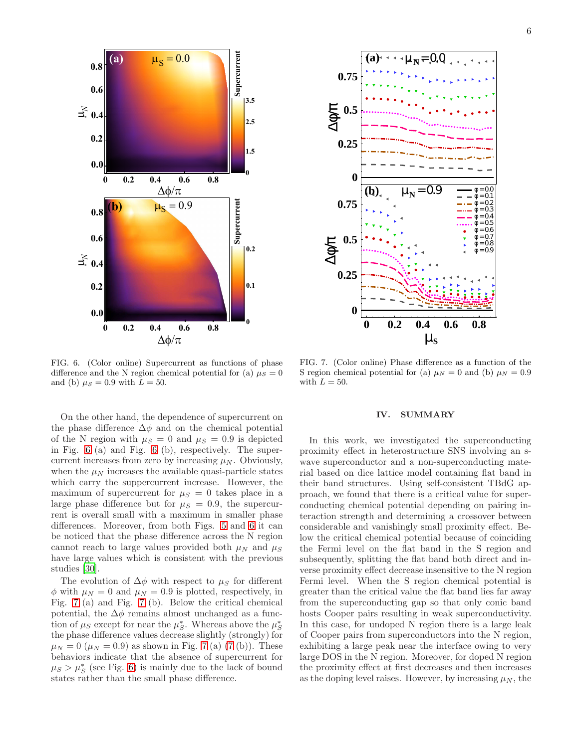FIG. 6. (Color online) Supercurrent as functions of phase difference and the N region chemical potential for (a) $\mu_S = 0$ and (b) $\mu_S = 0.9$ with $L = 50$.

FIG. 7. (Color online) Phase difference as a function of the S region chemical potential for (a) $\mu_N = 0$ and (b) $\mu_N = 0.9$ with $L = 50$.

On the other hand, the dependence of supercurrent on the phase difference $\Delta\phi$ and on the chemical potential of the N region with $\mu_S = 0$ and $\mu_S = 0.9$ is depicted in Fig. 6 (a) and Fig. 6 (b), respectively. The supercurrent increases from zero by increasing $\mu_N$. Obviously, when the $\mu_N$ increases the available quasi-particle states which carry the suppercurrent increase. However, the maximum of supercurrent for $\mu_S = 0$ takes place in a large phase difference but for $\mu_S = 0.9$, the supercurrent is overall small with a maximum in smaller phase differences. Moreover, from both Figs. 5 and 6 it can be noticed that the phase difference across the N region cannot reach to large values provided both $\mu_N$ and $\mu_S$ have large values which is consistent with the previous studies [30].

The evolution of $\Delta\phi$ with respect to $\mu_S$ for different $\phi$ with $\mu_N = 0$ and $\mu_N = 0.9$ is plotted, respectively, in Fig. 7 (a) and Fig. 7 (b). Below the critical chemical potential, the $\Delta\phi$ remains almost unchanged as a function of $\mu_S$ except for near the $\mu_S^*$. Whereas above the $\mu_S^*$ the phase difference values decrease slightly (strongly) for $\mu_N = 0$ ($\mu_N = 0.9$) as shown in Fig. 7 (a) (7 (b)). These behaviors indicate that the absence of supercurrent for $\mu_S > \mu_S^*$ (see Fig. 6) is mainly due to the lack of bound states rather than the small phase difference.

## IV. SUMMARY

In this work, we investigated the superconducting proximity effect in heterostructure SNS involving an s-wave superconductor and a non-superconducting material based on dice lattice model containing flat band in their band structures. Using self-consistent TBdG approach, we found that there is a critical value for superconducting chemical potential depending on pairing interaction strength and determining a crossover between considerable and vanishingly small proximity effect. Below the critical chemical potential because of coinciding the Fermi level on the flat band in the S region and subsequently, splitting the flat band both direct and inverse proximity effect decrease insensitive to the N region Fermi level. When the S region chemical potential is greater than the critical value the flat band lies far away from the superconducting gap so that only conic band hosts Cooper pairs resulting in weak superconductivity. In this case, for undoped N region there is a large leak of Cooper pairs from superconductors into the N region, exhibiting a large peak near the interface owing to very large DOS in the N region. Moreover, for doped N region the proximity effect at first decreases and then increases as the doping level raises. However, by increasing $\mu_N$, the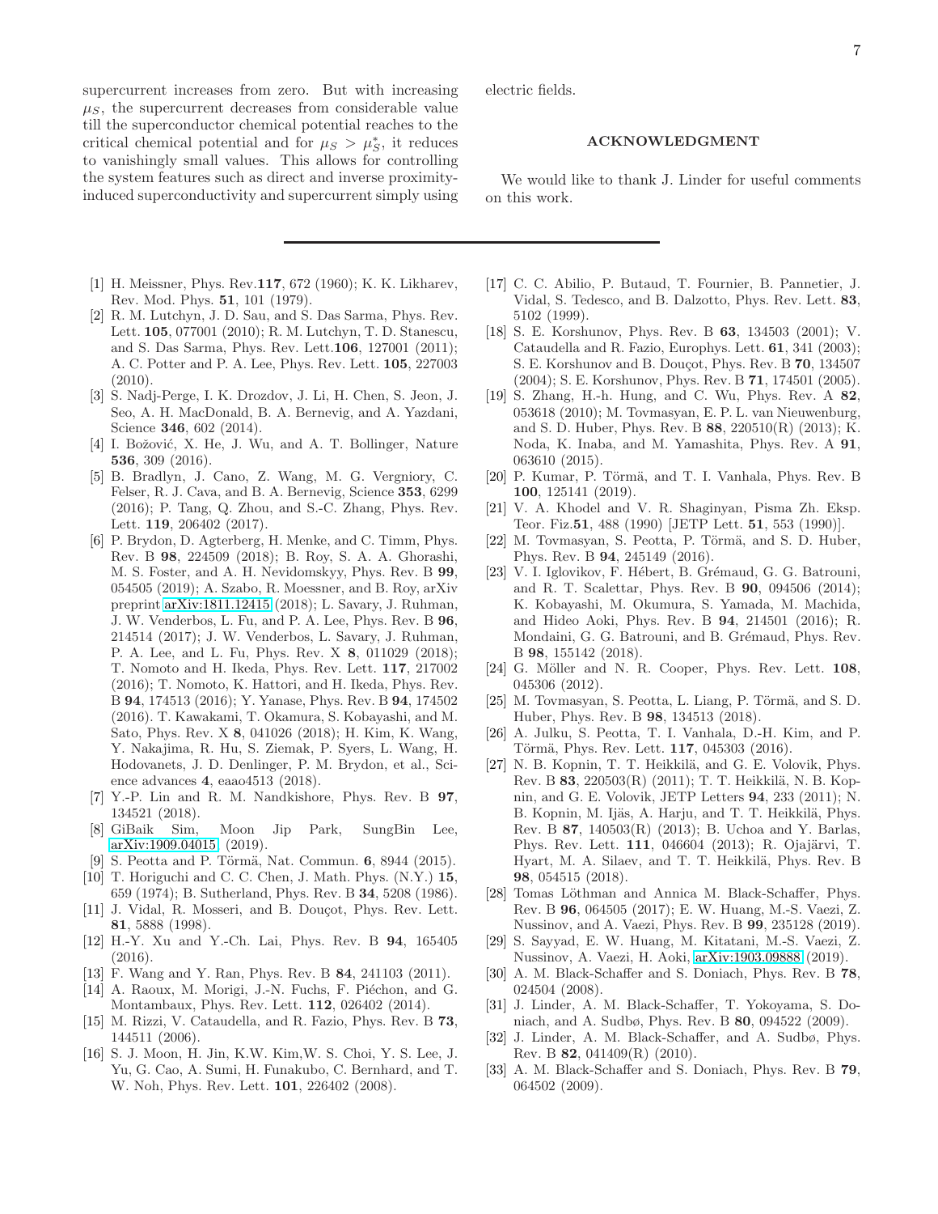supercurrent increases from zero. But with increasing $\mu_S$, the supercurrent decreases from considerable value till the superconductor chemical potential reaches to the critical chemical potential and for $\mu_S > \mu_S^*$, it reduces to vanishingly small values. This allows for controlling the system features such as direct and inverse proximity-induced superconductivity and supercurrent simply using electric fields.

## ACKNOWLEDGMENT

We would like to thank J. Linder for useful comments on this work.

---

[1] H. Meissner, Phys. Rev.**117**, 672 (1960); K. K. Likharev, Rev. Mod. Phys. **51**, 101 (1979).

[2] R. M. Lutchyn, J. D. Sau, and S. Das Sarma, Phys. Rev. Lett. **105**, 077001 (2010); R. M. Lutchyn, T. D. Stanescu, and S. Das Sarma, Phys. Rev. Lett.**106**, 127001 (2011); A. C. Potter and P. A. Lee, Phys. Rev. Lett. **105**, 227003 (2010).

[3] S. Nadj-Perge, I. K. Drozdov, J. Li, H. Chen, S. Jeon, J. Seo, A. H. MacDonald, B. A. Bernevig, and A. Yazdani, Science **346**, 602 (2014).

[4] I. Božović, X. He, J. Wu, and A. T. Bollinger, Nature **536**, 309 (2016).

[5] B. Bradlyn, J. Cano, Z. Wang, M. G. Vergniory, C. Felser, R. J. Cava, and B. A. Bernevig, Science **353**, 6299 (2016); P. Tang, Q. Zhou, and S.-C. Zhang, Phys. Rev. Lett. **119**, 206402 (2017).

[6] P. Brydon, D. Agterberg, H. Menke, and C. Timm, Phys. Rev. B **98**, 224509 (2018); B. Roy, S. A. A. Ghorashi, M. S. Foster, and A. H. Nevidomskyy, Phys. Rev. B **99**, 054505 (2019); A. Szabo, R. Moessner, and B. Roy, arXiv preprint arXiv:1811.12415 (2018); L. Savary, J. Ruhman, J. W. Venderbos, L. Fu, and P. A. Lee, Phys. Rev. B **96**, 214514 (2017); J. W. Venderbos, L. Savary, J. Ruhman, P. A. Lee, and L. Fu, Phys. Rev. X **8**, 011029 (2018); T. Nomoto and H. Ikeda, Phys. Rev. Lett. **117**, 217002 (2016); T. Nomoto, K. Hattori, and H. Ikeda, Phys. Rev. B **94**, 174513 (2016); Y. Yanase, Phys. Rev. B **94**, 174502 (2016). T. Kawakami, T. Okamura, S. Kobayashi, and M. Sato, Phys. Rev. X **8**, 041026 (2018); H. Kim, K. Wang, Y. Nakajima, R. Hu, S. Ziemak, P. Syers, L. Wang, H. Hodovanets, J. D. Denlinger, P. M. Brydon, et al., Science advances **4**, eaao4513 (2018).

[7] Y.-P. Lin and R. M. Nandkishore, Phys. Rev. B **97**, 134521 (2018).

[8] GiBaik Sim, Moon Jip Park, SungBin Lee, arXiv:1909.04015 (2019).

[9] S. Peotta and P. Törmä, Nat. Commun. **6**, 8944 (2015).

[10] T. Horiguchi and C. C. Chen, J. Math. Phys. (N.Y.) **15**, 659 (1974); B. Sutherland, Phys. Rev. B **34**, 5208 (1986).

[11] J. Vidal, R. Mosseri, and B. Douçot, Phys. Rev. Lett. **81**, 5888 (1998).

[12] H.-Y. Xu and Y.-Ch. Lai, Phys. Rev. B **94**, 165405 (2016).

[13] F. Wang and Y. Ran, Phys. Rev. B **84**, 241103 (2011).

[14] A. Raoux, M. Morigi, J.-N. Fuchs, F. Piéchon, and G. Montambaux, Phys. Rev. Lett. **112**, 026402 (2014).

[15] M. Rizzi, V. Cataudella, and R. Fazio, Phys. Rev. B **73**, 144511 (2006).

[16] S. J. Moon, H. Jin, K.W. Kim,W. S. Choi, Y. S. Lee, J. Yu, G. Cao, A. Sumi, H. Funakubo, C. Bernhard, and T. W. Noh, Phys. Rev. Lett. **101**, 226402 (2008).

[17] C. C. Abilio, P. Butaud, T. Fournier, B. Pannetier, J. Vidal, S. Tedesco, and B. Dalzotto, Phys. Rev. Lett. **83**, 5102 (1999).

[18] S. E. Korshunov, Phys. Rev. B **63**, 134503 (2001); V. Cataudella and R. Fazio, Europhys. Lett. **61**, 341 (2003); S. E. Korshunov and B. Douçot, Phys. Rev. B **70**, 134507 (2004); S. E. Korshunov, Phys. Rev. B **71**, 174501 (2005).

[19] S. Zhang, H.-h. Hung, and C. Wu, Phys. Rev. A **82**, 053618 (2010); M. Tovmasyan, E. P. L. van Nieuwenburg, and S. D. Huber, Phys. Rev. B **88**, 220510(R) (2013); K. Noda, K. Inaba, and M. Yamashita, Phys. Rev. A **91**, 063610 (2015).

[20] P. Kumar, P. Törmä, and T. I. Vanhala, Phys. Rev. B **100**, 125141 (2019).

[21] V. A. Khodel and V. R. Shaginyan, Pisma Zh. Eksp. Teor. Fiz.**51**, 488 (1990) [JETP Lett. **51**, 553 (1990)].

[22] M. Tovmasyan, S. Peotta, P. Törmä, and S. D. Huber, Phys. Rev. B **94**, 245149 (2016).

[23] V. I. Iglovikov, F. Hébert, B. Grémaud, G. G. Batrouni, and R. T. Scalettar, Phys. Rev. B **90**, 094506 (2014); K. Kobayashi, M. Okumura, S. Yamada, M. Machida, and Hideo Aoki, Phys. Rev. B **94**, 214501 (2016); R. Mondaini, G. G. Batrouni, and B. Grémaud, Phys. Rev. B **98**, 155142 (2018).

[24] G. Möller and N. R. Cooper, Phys. Rev. Lett. **108**, 045306 (2012).

[25] M. Tovmasyan, S. Peotta, L. Liang, P. Törmä, and S. D. Huber, Phys. Rev. B **98**, 134513 (2018).

[26] A. Julku, S. Peotta, T. I. Vanhala, D.-H. Kim, and P. Törmä, Phys. Rev. Lett. **117**, 045303 (2016).

[27] N. B. Kopnin, T. T. Heikkilä, and G. E. Volovik, Phys. Rev. B **83**, 220503(R) (2011); T. T. Heikkilä, N. B. Kopnin, and G. E. Volovik, JETP Letters **94**, 233 (2011); N. B. Kopnin, M. Ijäs, A. Harju, and T. T. Heikkilä, Phys. Rev. B **87**, 140503(R) (2013); B. Uchoa and Y. Barlas, Phys. Rev. Lett. **111**, 046604 (2013); R. Ojajärvi, T. Hyart, M. A. Silaev, and T. T. Heikkilä, Phys. Rev. B **98**, 054515 (2018).

[28] Tomas Löthman and Annica M. Black-Schaffer, Phys. Rev. B **96**, 064505 (2017); E. W. Huang, M.-S. Vaezi, Z. Nussinov, and A. Vaezi, Phys. Rev. B **99**, 235128 (2019).

[29] S. Sayyad, E. W. Huang, M. Kitatani, M.-S. Vaezi, Z. Nussinov, A. Vaezi, H. Aoki, arXiv:1903.09888 (2019).

[30] A. M. Black-Schaffer and S. Doniach, Phys. Rev. B **78**, 024504 (2008).

[31] J. Linder, A. M. Black-Schaffer, T. Yokoyama, S. Doniach, and A. Sudbø, Phys. Rev. B **80**, 094522 (2009).

[32] J. Linder, A. M. Black-Schaffer, and A. Sudbø, Phys. Rev. B **82**, 041409(R) (2010).

[33] A. M. Black-Schaffer and S. Doniach, Phys. Rev. B **79**, 064502 (2009).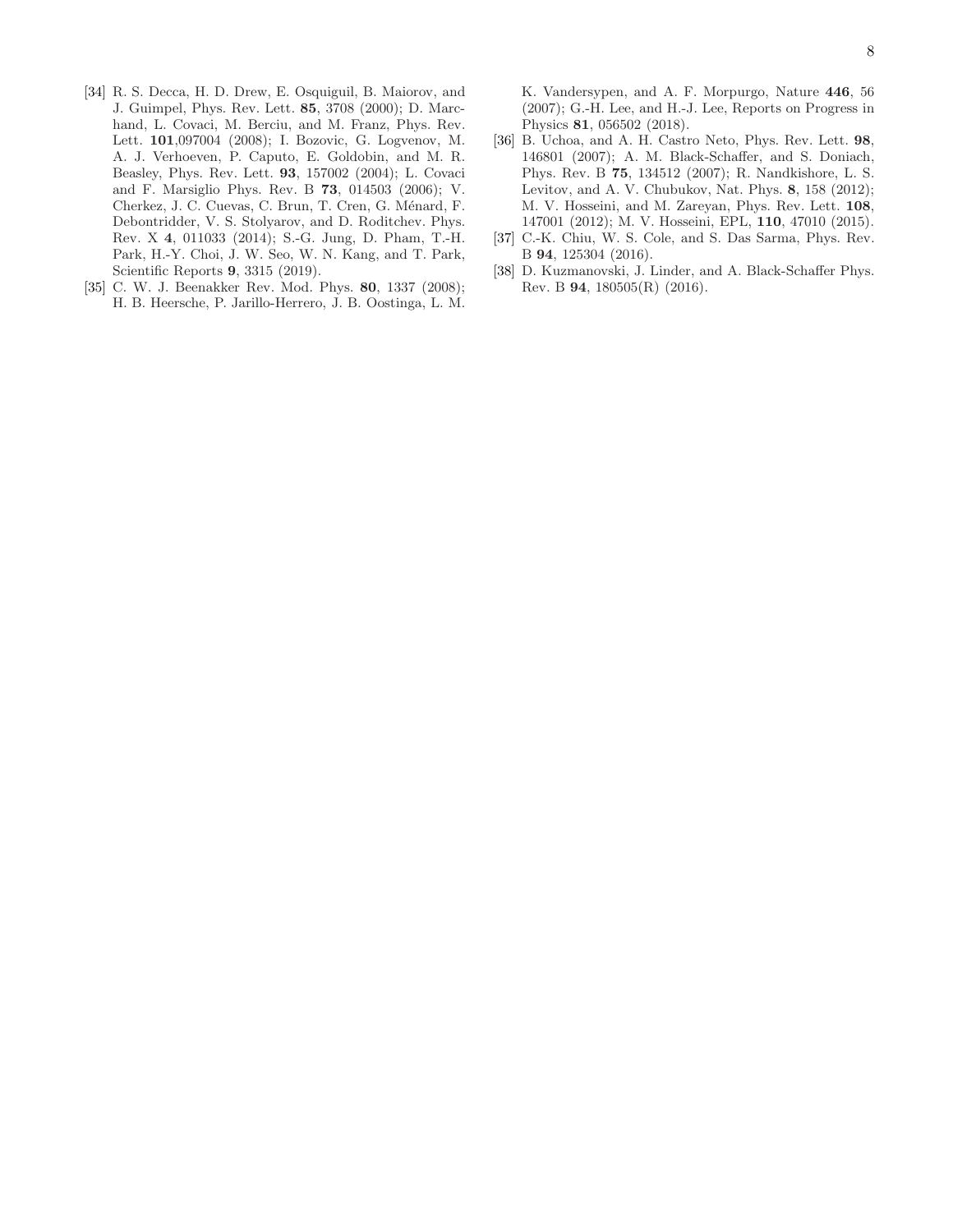[34] R. S. Decca, H. D. Drew, E. Osquiguil, B. Maiorov, and J. Guimpel, Phys. Rev. Lett. **85**, 3708 (2000); D. Marchand, L. Covaci, M. Berciu, and M. Franz, Phys. Rev. Lett. **101**,097004 (2008); I. Bozovic, G. Logvenov, M. A. J. Verhoeven, P. Caputo, E. Goldobin, and M. R. Beasley, Phys. Rev. Lett. **93**, 157002 (2004); L. Covaci and F. Marsiglio Phys. Rev. B **73**, 014503 (2006); V. Cherkez, J. C. Cuevas, C. Brun, T. Cren, G. Ménard, F. Debontridder, V. S. Stolyarov, and D. Roditchev. Phys. Rev. X **4**, 011033 (2014); S.-G. Jung, D. Pham, T.-H. Park, H.-Y. Choi, J. W. Seo, W. N. Kang, and T. Park, Scientific Reports **9**, 3315 (2019).

[35] C. W. J. Beenakker Rev. Mod. Phys. **80**, 1337 (2008); H. B. Heersche, P. Jarillo-Herrero, J. B. Oostinga, L. M. K. Vandersypen, and A. F. Morpurgo, Nature **446**, 56 (2007); G.-H. Lee, and H.-J. Lee, Reports on Progress in Physics **81**, 056502 (2018).

[36] B. Uchoa, and A. H. Castro Neto, Phys. Rev. Lett. **98**, 146801 (2007); A. M. Black-Schaffer, and S. Doniach, Phys. Rev. B **75**, 134512 (2007); R. Nandkishore, L. S. Levitov, and A. V. Chubukov, Nat. Phys. **8**, 158 (2012); M. V. Hosseini, and M. Zareyan, Phys. Rev. Lett. **108**, 147001 (2012); M. V. Hosseini, EPL, **110**, 47010 (2015).

[37] C.-K. Chiu, W. S. Cole, and S. Das Sarma, Phys. Rev. B **94**, 125304 (2016).

[38] D. Kuzmanovski, J. Linder, and A. Black-Schaffer Phys. Rev. B **94**, 180505(R) (2016).